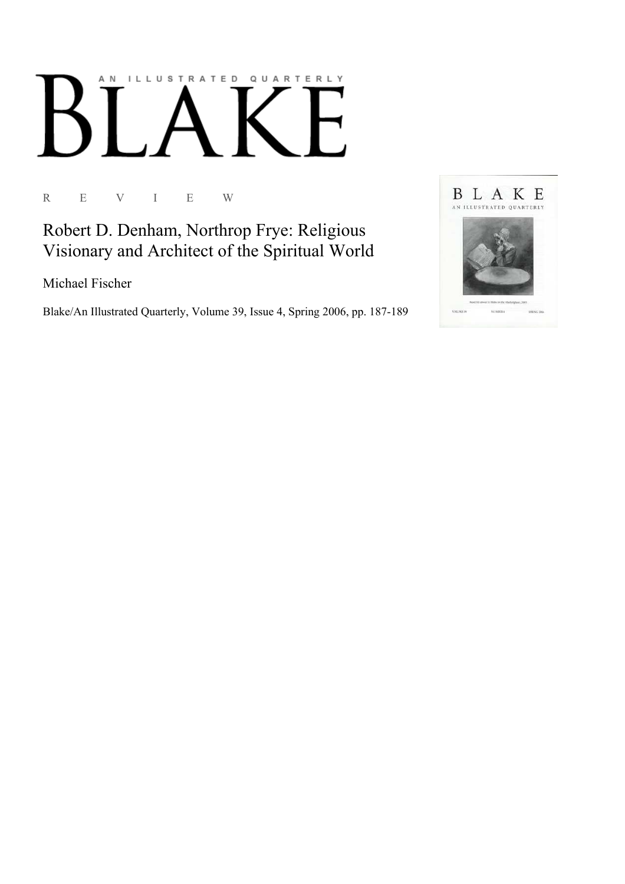# AN ILLUSTRATED QUARTERLY BLAKE

R E V I E W

## Robert D. Denham, Northrop Frye: Religious Visionary and Architect of the Spiritual World

Michael Fischer

Blake/An Illustrated Quarterly, Volume 39, Issue 4, Spring 2006, pp. 187-189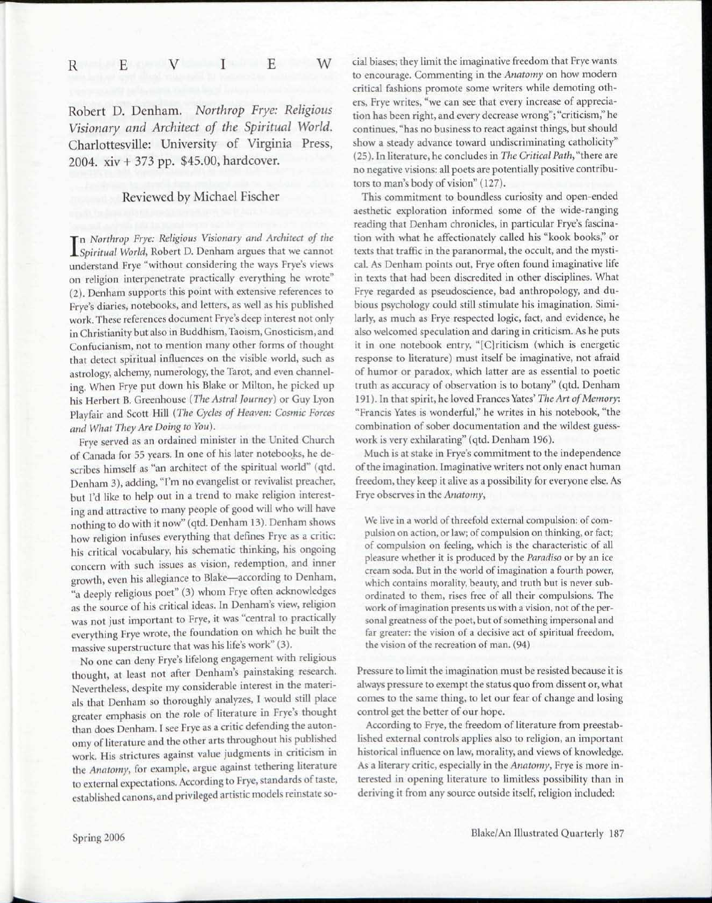R E V I E W

Robert D. Denham. *Northrop Frye: Religious Visionary and Architect of the Spiritual World.* Charlottesville: University of Virginia Press, 2004. xiv + 373 pp. $45.00, hardcover.

Reviewed by Michael Fischer

In *Northrop Frye: Religious Visionary and Architect of the Spiritual World*, Robert D. Denham argues that we cannot understand Frye "without considering the ways Frye's views on religion interpenetrate practically everything he wrote" (2). Denham supports this point with extensive references to Frye's diaries, notebooks, and letters, as well as his published work. These references document Frye's deep interest not only in Christianity but also in Buddhism, Taoism, Gnosticism, and Confucianism, not to mention many other forms of thought that detect spiritual influences on the visible world, such as astrology, alchemy, numerology, the Tarot, and even channeling. When Frye put down his Blake or Milton, he picked up his Herbert B. Greenhouse (*The Astral Journey*) or Guy Lyon Playfair and Scott Hill (*The Cycles of Heaven: Cosmic Forces and What They Are Doing to You*).

Frye served as an ordained minister in the United Church of Canada for 55 years. In one of his later notebooks, he describes himself as "an architect of the spiritual world" (qtd. Denham 3), adding, "I'm no evangelist or revivalist preacher, but I'd like to help out in a trend to make religion interesting and attractive to many people of good will who will have nothing to do with it now" (qtd. Denham 13). Denham shows how religion infuses everything that defines Frye as a critic: his critical vocabulary, his schematic thinking, his ongoing concern with such issues as vision, redemption, and inner growth, even his allegiance to Blake—according to Denham, "a deeply religious poet" (3) whom Frye often acknowledges as the source of his critical ideas. In Denham's view, religion was not just important to Frye, it was "central to practically everything Frye wrote, the foundation on which he built the massive superstructure that was his life's work" (3).

No one can deny Frye's lifelong engagement with religious thought, at least not after Denham's painstaking research. Nevertheless, despite my considerable interest in the materials that Denham so thoroughly analyzes, I would still place greater emphasis on the role of literature in Frye's thought than does Denham. I see Frye as a critic defending the autonomy of literature and the other arts throughout his published work. His strictures against value judgments in criticism in the *Anatomy*, for example, argue against tethering literature to external expectations. According to Frye, standards of taste, established canons, and privileged artistic models reinstate social biases; they limit the imaginative freedom that Frye wants to encourage. Commenting in the *Anatomy* on how modern critical fashions promote some writers while demoting others, Frye writes, "we can see that every increase of appreciation has been right, and every decrease wrong"; "criticism," he continues, "has no business to react against things, but should show a steady advance toward undiscriminating catholicity" (25). In literature, he concludes in *The Critical Path*, "there are no negative visions: all poets are potentially positive contributors to man's body of vision" (127).

This commitment to boundless curiosity and open-ended aesthetic exploration informed some of the wide-ranging reading that Denham chronicles, in particular Frye's fascination with what he affectionately called his "kook books," or texts that traffic in the paranormal, the occult, and the mystical. As Denham points out, Frye often found imaginative life in texts that had been discredited in other disciplines. What Frye regarded as pseudoscience, bad anthropology, and dubious psychology could still stimulate his imagination. Similarly, as much as Frye respected logic, fact, and evidence, he also welcomed speculation and daring in criticism. As he puts it in one notebook entry, "[C]riticism (which is energetic response to literature) must itself be imaginative, not afraid of humor or paradox, which latter are as essential to poetic truth as accuracy of observation is to botany" (qtd. Denham 191). In that spirit, he loved Frances Yates' *The Art of Memory*: "Francis Yates is wonderful," he writes in his notebook, "the combination of sober documentation and the wildest guess-work is very exhilarating" (qtd. Denham 196).

Much is at stake in Frye's commitment to the independence of the imagination. Imaginative writers not only enact human freedom, they keep it alive as a possibility for everyone else. As Frye observes in the *Anatomy*,

> We live in a world of threefold external compulsion: of compulsion on action, or law; of compulsion on thinking, or fact; of compulsion on feeling, which is the characteristic of all pleasure whether it is produced by the *Paradiso* or by an ice cream soda. But in the world of imagination a fourth power, which contains morality, beauty, and truth but is never subordinated to them, rises free of all their compulsions. The work of imagination presents us with a vision, not of the personal greatness of the poet, but of something impersonal and far greater: the vision of a decisive act of spiritual freedom, the vision of the recreation of man. (94)

Pressure to limit the imagination must be resisted because it is always pressure to exempt the status quo from dissent or, what comes to the same thing, to let our fear of change and losing control get the better of our hope.

According to Frye, the freedom of literature from preestablished external controls applies also to religion, an important historical influence on law, morality, and views of knowledge. As a literary critic, especially in the *Anatomy*, Frye is more interested in opening literature to limitless possibility than in deriving it from any source outside itself, religion included: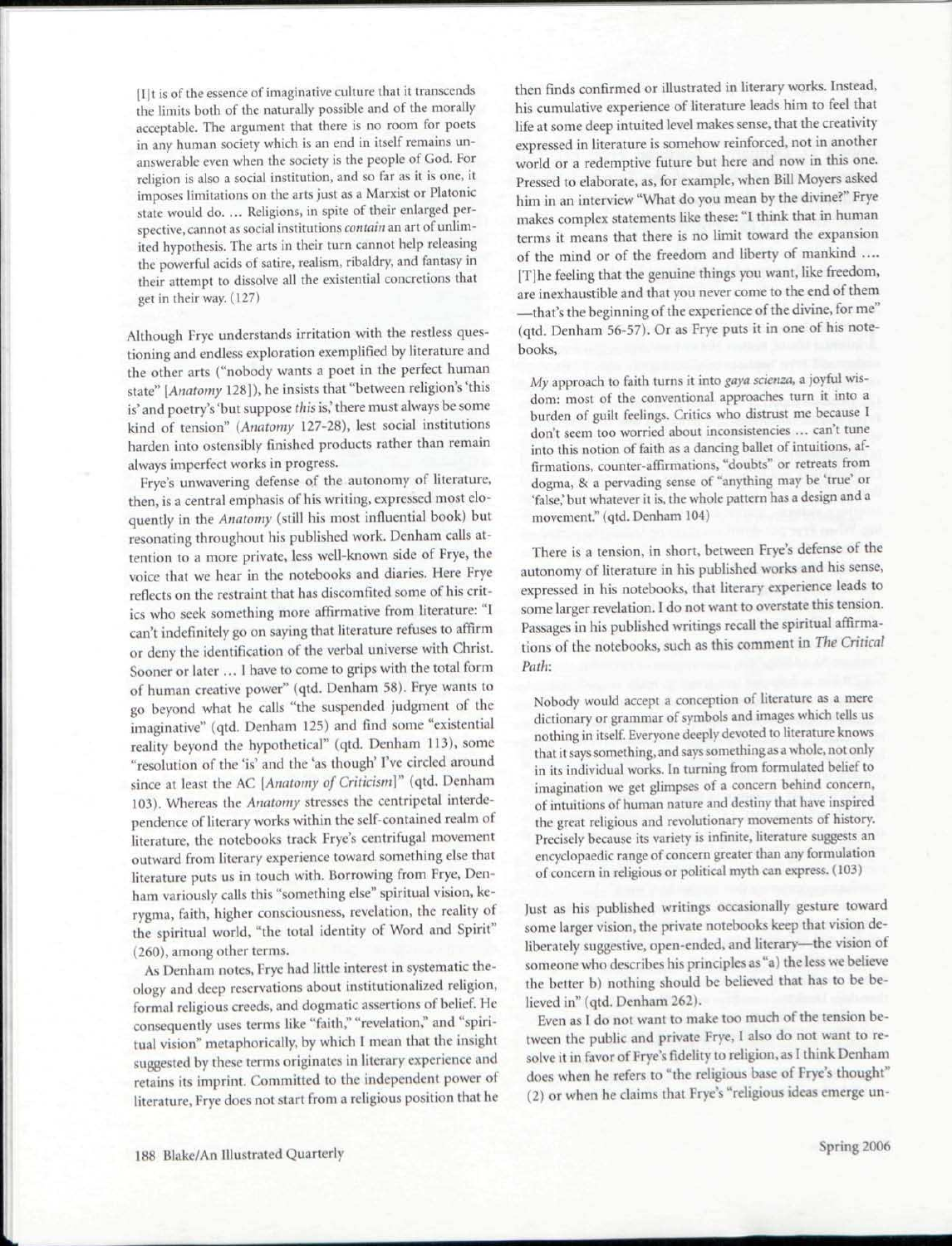> [I]t is of the essence of imaginative culture that it transcends the limits both of the naturally possible and of the morally acceptable. The argument that there is no room for poets in any human society which is an end in itself remains unanswerable even when the society is the people of God. For religion is also a social institution, and so far as it is one, it imposes limitations on the arts just as a Marxist or Platonic state would do. ... Religions, in spite of their enlarged perspective, cannot as social institutions *contain* an art of unlimited hypothesis. The arts in their turn cannot help releasing the powerful acids of satire, realism, ribaldry, and fantasy in their attempt to dissolve all the existential concretions that get in their way. (127)

Although Frye understands irritation with the restless questioning and endless exploration exemplified by literature and the other arts ("nobody wants a poet in the perfect human state" [*Anatomy* 128]), he insists that "between religion's 'this is' and poetry's 'but suppose *this* is,' there must always be some kind of tension" (*Anatomy* 127-28), lest social institutions harden into ostensibly finished products rather than remain always imperfect works in progress.

Frye's unwavering defense of the autonomy of literature, then, is a central emphasis of his writing, expressed most eloquently in the *Anatomy* (still his most influential book) but resonating throughout his published work. Denham calls attention to a more private, less well-known side of Frye, the voice that we hear in the notebooks and diaries. Here Frye reflects on the restraint that has discomfited some of his critics who seek something more affirmative from literature: "I can't indefinitely go on saying that literature refuses to affirm or deny the identification of the verbal universe with Christ. Sooner or later ... I have to come to grips with the total form of human creative power" (qtd. Denham 58). Frye wants to go beyond what he calls "the suspended judgment of the imaginative" (qtd. Denham 125) and find some "existential reality beyond the hypothetical" (qtd. Denham 113), some "resolution of the 'is' and the 'as though' I've circled around since at least the AC [*Anatomy of Criticism*]" (qtd. Denham 103). Whereas the *Anatomy* stresses the centripetal interdependence of literary works within the self-contained realm of literature, the notebooks track Frye's centrifugal movement outward from literary experience toward something else that literature puts us in touch with. Borrowing from Frye, Denham variously calls this "something else" spiritual vision, kerygma, faith, higher consciousness, revelation, the reality of the spiritual world, "the total identity of Word and Spirit" (260), among other terms.

As Denham notes, Frye had little interest in systematic theology and deep reservations about institutionalized religion, formal religious creeds, and dogmatic assertions of belief. He consequently uses terms like "faith," "revelation," and "spiritual vision" metaphorically, by which I mean that the insight suggested by these terms originates in literary experience and retains its imprint. Committed to the independent power of literature, Frye does not start from a religious position that he then finds confirmed or illustrated in literary works. Instead, his cumulative experience of literature leads him to feel that life at some deep intuited level makes sense, that the creativity expressed in literature is somehow reinforced, not in another world or a redemptive future but here and now in this one. Pressed to elaborate, as, for example, when Bill Moyers asked him in an interview "What do you mean by the divine?" Frye makes complex statements like these: "I think that in human terms it means that there is no limit toward the expansion of the mind or of the freedom and liberty of mankind .... [T]he feeling that the genuine things you want, like freedom, are inexhaustible and that you never come to the end of them —that's the beginning of the experience of the divine, for me" (qtd. Denham 56-57). Or as Frye puts it in one of his notebooks,

> *My* approach to faith turns it into *gaya scienza*, a joyful wisdom: most of the conventional approaches turn it into a burden of guilt feelings. Critics who distrust me because I don't seem too worried about inconsistencies ... can't tune into this notion of faith as a dancing ballet of intuitions, affirmations, counter-affirmations, "doubts" or retreats from dogma, & a pervading sense of "anything may be 'true' or 'false,' but whatever it is, the whole pattern has a design and a movement." (qtd. Denham 104)

There is a tension, in short, between Frye's defense of the autonomy of literature in his published works and his sense, expressed in his notebooks, that literary experience leads to some larger revelation. I do not want to overstate this tension. Passages in his published writings recall the spiritual affirmations of the notebooks, such as this comment in *The Critical Path*:

> Nobody would accept a conception of literature as a mere dictionary or grammar of symbols and images which tells us nothing in itself. Everyone deeply devoted to literature knows that it says something, and says something as a whole, not only in its individual works. In turning from formulated belief to imagination we get glimpses of a concern behind concern, of intuitions of human nature and destiny that have inspired the great religious and revolutionary movements of history. Precisely because its variety is infinite, literature suggests an encyclopaedic range of concern greater than any formulation of concern in religious or political myth can express. (103)

Just as his published writings occasionally gesture toward some larger vision, the private notebooks keep that vision deliberately suggestive, open-ended, and literary—the vision of someone who describes his principles as "a) the less we believe the better b) nothing should be believed that has to be believed in" (qtd. Denham 262).

Even as I do not want to make too much of the tension between the public and private Frye, I also do not want to resolve it in favor of Frye's fidelity to religion, as I think Denham does when he refers to "the religious base of Frye's thought" (2) or when he claims that Frye's "religious ideas emerge un-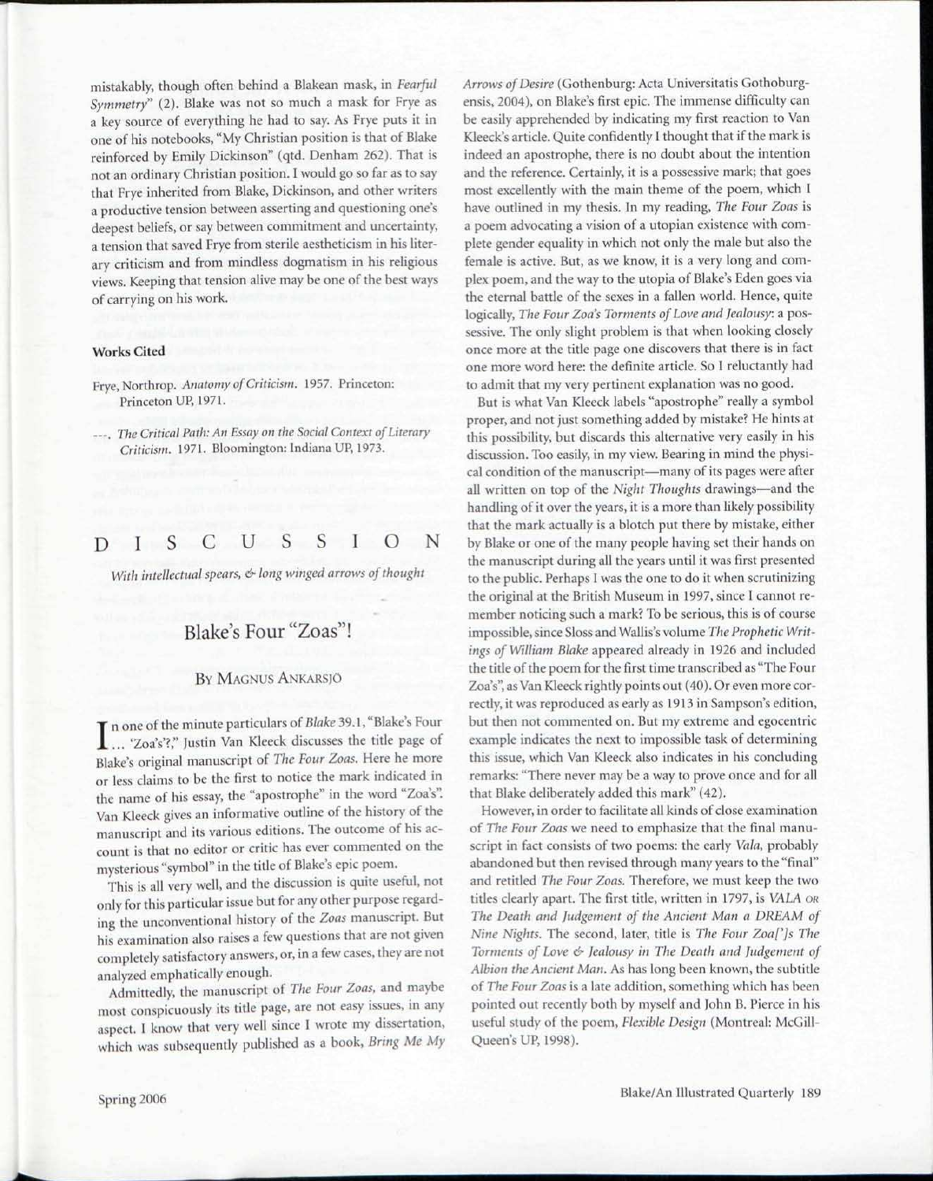mistakably, though often behind a Blakean mask, in *Fearful Symmetry*" (2). Blake was not so much a mask for Frye as a key source of everything he had to say. As Frye puts it in one of his notebooks, "My Christian position is that of Blake reinforced by Emily Dickinson" (qtd. Denham 262). That is not an ordinary Christian position. I would go so far as to say that Frye inherited from Blake, Dickinson, and other writers a productive tension between asserting and questioning one's deepest beliefs, or say between commitment and uncertainty, a tension that saved Frye from sterile aestheticism in his literary criticism and from mindless dogmatism in his religious views. Keeping that tension alive may be one of the best ways of carrying on his work.

### Works Cited

Frye, Northrop. *Anatomy of Criticism*. 1957. Princeton: Princeton UP, 1971.

---. *The Critical Path: An Essay on the Social Context of Literary Criticism*. 1971. Bloomington: Indiana UP, 1973.

# D I S C U S S I O N

*With intellectual spears, & long winged arrows of thought*

## Blake's Four "Zoas"!

### By Magnus Ankarsjö

In one of the minute particulars of *Blake* 39.1, "Blake's Four ... 'Zoa's'?," Justin Van Kleeck discusses the title page of Blake's original manuscript of *The Four Zoas*. Here he more or less claims to be the first to notice the mark indicated in the name of his essay, the "apostrophe" in the word "Zoa's". Van Kleeck gives an informative outline of the history of the manuscript and its various editions. The outcome of his account is that no editor or critic has ever commented on the mysterious "symbol" in the title of Blake's epic poem.

This is all very well, and the discussion is quite useful, not only for this particular issue but for any other purpose regarding the unconventional history of the *Zoas* manuscript. But his examination also raises a few questions that are not given completely satisfactory answers, or, in a few cases, they are not analyzed emphatically enough.

Admittedly, the manuscript of *The Four Zoas*, and maybe most conspicuously its title page, are not easy issues, in any aspect. I know that very well since I wrote my dissertation, which was subsequently published as a book, *Bring Me My Arrows of Desire* (Gothenburg: Acta Universitatis Gothoburgensis, 2004), on Blake's first epic. The immense difficulty can be easily apprehended by indicating my first reaction to Van Kleeck's article. Quite confidently I thought that if the mark is indeed an apostrophe, there is no doubt about the intention and the reference. Certainly, it is a possessive mark; that goes most excellently with the main theme of the poem, which I have outlined in my thesis. In my reading, *The Four Zoas* is a poem advocating a vision of a utopian existence with complete gender equality in which not only the male but also the female is active. But, as we know, it is a very long and complex poem, and the way to the utopia of Blake's Eden goes via the eternal battle of the sexes in a fallen world. Hence, quite logically, *The Four Zoa's Torments of Love and Jealousy*: a possessive. The only slight problem is that when looking closely once more at the title page one discovers that there is in fact one more word here: the definite article. So I reluctantly had to admit that my very pertinent explanation was no good.

But is what Van Kleeck labels "apostrophe" really a symbol proper, and not just something added by mistake? He hints at this possibility, but discards this alternative very easily in his discussion. Too easily, in my view. Bearing in mind the physical condition of the manuscript—many of its pages were after all written on top of the *Night Thoughts* drawings—and the handling of it over the years, it is a more than likely possibility that the mark actually is a blotch put there by mistake, either by Blake or one of the many people having set their hands on the manuscript during all the years until it was first presented to the public. Perhaps I was the one to do it when scrutinizing the original at the British Museum in 1997, since I cannot remember noticing such a mark? To be serious, this is of course impossible, since Sloss and Wallis's volume *The Prophetic Writings of William Blake* appeared already in 1926 and included the title of the poem for the first time transcribed as "The Four Zoa's", as Van Kleeck rightly points out (40). Or even more correctly, it was reproduced as early as 1913 in Sampson's edition, but then not commented on. But my extreme and egocentric example indicates the next to impossible task of determining this issue, which Van Kleeck also indicates in his concluding remarks: "There never may be a way to prove once and for all that Blake deliberately added this mark" (42).

However, in order to facilitate all kinds of close examination of *The Four Zoas* we need to emphasize that the final manuscript in fact consists of two poems: the early *Vala*, probably abandoned but then revised through many years to the "final" and retitled *The Four Zoas*. Therefore, we must keep the two titles clearly apart. The first title, written in 1797, is *VALA or The Death and Judgement of the Ancient Man a DREAM of Nine Nights*. The second, later, title is *The Four Zoa['] s The Torments of Love & Jealousy in The Death and Judgement of Albion the Ancient Man*. As has long been known, the subtitle of *The Four Zoas* is a late addition, something which has been pointed out recently both by myself and John B. Pierce in his useful study of the poem, *Flexible Design* (Montreal: McGill-Queen's UP, 1998).